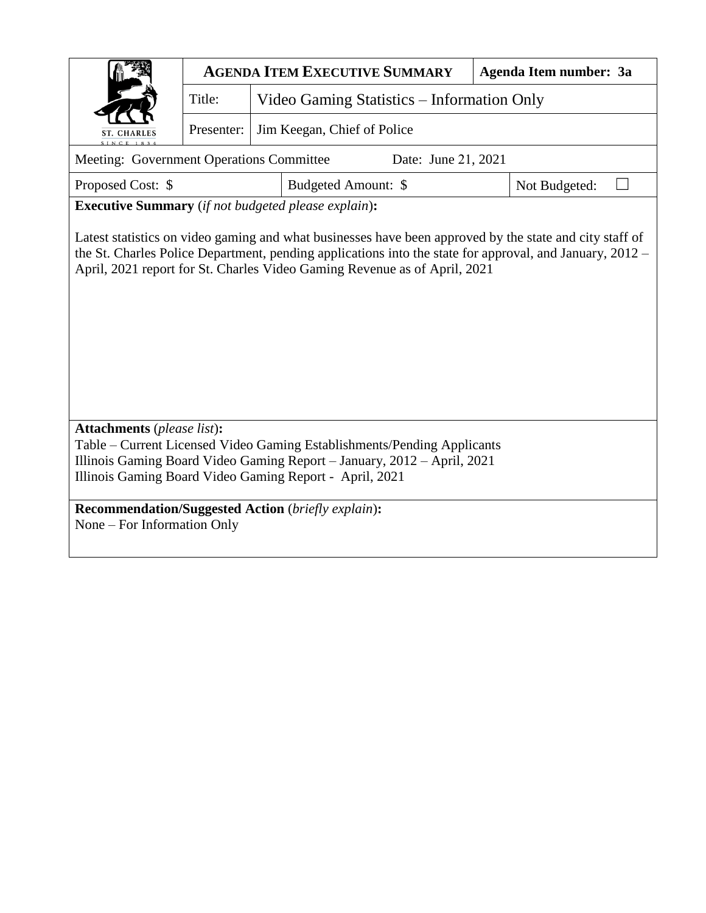| ST. CHARLES SINCE 1834 | **AGENDA ITEM EXECUTIVE SUMMARY** | | **Agenda Item number: 3a** |
|---|---|---|---|
| | Title: | Video Gaming Statistics – Information Only | |
| | Presenter: | Jim Keegan, Chief of Police | |

| Meeting: Government Operations Committee | Date: June 21, 2021 | |
|---|---|---|
| Proposed Cost: $ | Budgeted Amount: $ | Not Budgeted: ☐ |

**Executive Summary** (*if not budgeted please explain*)**:**

Latest statistics on video gaming and what businesses have been approved by the state and city staff of the St. Charles Police Department, pending applications into the state for approval, and January, 2012 – April, 2021 report for St. Charles Video Gaming Revenue as of April, 2021

**Attachments** (*please list*)**:**

Table – Current Licensed Video Gaming Establishments/Pending Applicants
Illinois Gaming Board Video Gaming Report – January, 2012 – April, 2021
Illinois Gaming Board Video Gaming Report - April, 2021

**Recommendation/Suggested Action** (*briefly explain*)**:**

None – For Information Only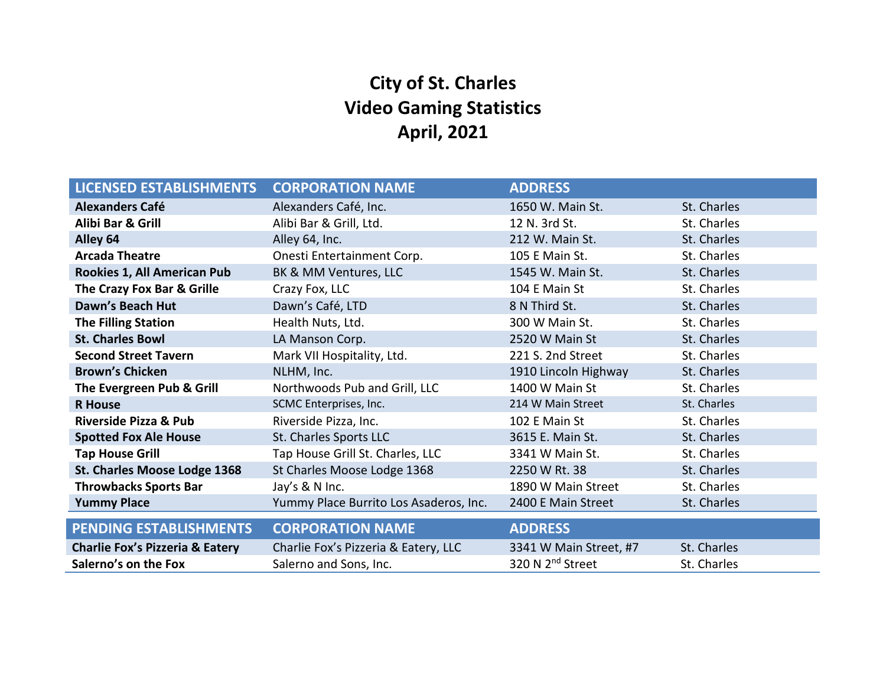# City of St. Charles
# Video Gaming Statistics
# April, 2021

| LICENSED ESTABLISHMENTS | CORPORATION NAME | ADDRESS | |
|---|---|---|---|
| **Alexanders Café** | Alexanders Café, Inc. | 1650 W. Main St. | St. Charles |
| **Alibi Bar & Grill** | Alibi Bar & Grill, Ltd. | 12 N. 3rd St. | St. Charles |
| **Alley 64** | Alley 64, Inc. | 212 W. Main St. | St. Charles |
| **Arcada Theatre** | Onesti Entertainment Corp. | 105 E Main St. | St. Charles |
| **Rookies 1, All American Pub** | BK & MM Ventures, LLC | 1545 W. Main St. | St. Charles |
| **The Crazy Fox Bar & Grille** | Crazy Fox, LLC | 104 E Main St | St. Charles |
| **Dawn's Beach Hut** | Dawn's Café, LTD | 8 N Third St. | St. Charles |
| **The Filling Station** | Health Nuts, Ltd. | 300 W Main St. | St. Charles |
| **St. Charles Bowl** | LA Manson Corp. | 2520 W Main St | St. Charles |
| **Second Street Tavern** | Mark VII Hospitality, Ltd. | 221 S. 2nd Street | St. Charles |
| **Brown's Chicken** | NLHM, Inc. | 1910 Lincoln Highway | St. Charles |
| **The Evergreen Pub & Grill** | Northwoods Pub and Grill, LLC | 1400 W Main St | St. Charles |
| **R House** | SCMC Enterprises, Inc. | 214 W Main Street | St. Charles |
| **Riverside Pizza & Pub** | Riverside Pizza, Inc. | 102 E Main St | St. Charles |
| **Spotted Fox Ale House** | St. Charles Sports LLC | 3615 E. Main St. | St. Charles |
| **Tap House Grill** | Tap House Grill St. Charles, LLC | 3341 W Main St. | St. Charles |
| **St. Charles Moose Lodge 1368** | St Charles Moose Lodge 1368 | 2250 W Rt. 38 | St. Charles |
| **Throwbacks Sports Bar** | Jay's & N Inc. | 1890 W Main Street | St. Charles |
| **Yummy Place** | Yummy Place Burrito Los Asaderos, Inc. | 2400 E Main Street | St. Charles |

| PENDING ESTABLISHMENTS | CORPORATION NAME | ADDRESS | |
|---|---|---|---|
| **Charlie Fox's Pizzeria & Eatery** | Charlie Fox's Pizzeria & Eatery, LLC | 3341 W Main Street, #7 | St. Charles |
| **Salerno's on the Fox** | Salerno and Sons, Inc. | 320 N 2nd Street | St. Charles |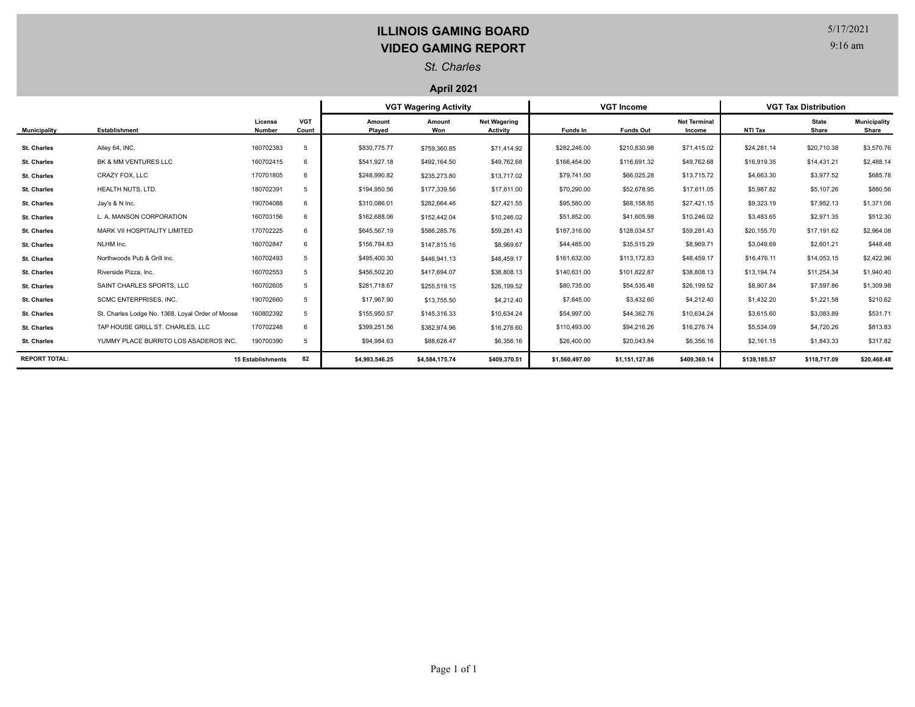# ILLINOIS GAMING BOARD
## VIDEO GAMING REPORT

*St. Charles*

**April 2021**

5/17/2021
9:16 am

| | | | | VGT Wagering Activity | | | VGT Income | | | VGT Tax Distribution | | |
|---|---|---|---|---|---|---|---|---|---|---|---|---|
| **Municipality** | **Establishment** | **License Number** | **VGT Count** | **Amount Played** | **Amount Won** | **Net Wagering Activity** | **Funds In** | **Funds Out** | **Net Terminal Income** | **NTI Tax** | **State Share** | **Municipality Share** |
| **St. Charles** | Alley 64, INC. | 160702383 | 5 | $830,775.77 | $759,360.85 | $71,414.92 | $282,246.00 | $210,830.98 | $71,415.02 | $24,281.14 | $20,710.38 | $3,570.76 |
| **St. Charles** | BK & MM VENTURES LLC | 160702415 | 6 | $541,927.18 | $492,164.50 | $49,762.68 | $166,454.00 | $116,691.32 | $49,762.68 | $16,919.35 | $14,431.21 | $2,488.14 |
| **St. Charles** | CRAZY FOX, LLC | 170701805 | 6 | $248,990.82 | $235,273.80 | $13,717.02 | $79,741.00 | $66,025.28 | $13,715.72 | $4,663.30 | $3,977.52 | $685.78 |
| **St. Charles** | HEALTH NUTS, LTD. | 180702391 | 5 | $194,950.56 | $177,339.56 | $17,611.00 | $70,290.00 | $52,678.95 | $17,611.05 | $5,987.82 | $5,107.26 | $880.56 |
| **St. Charles** | Jay's & N Inc. | 190704088 | 6 | $310,086.01 | $282,664.46 | $27,421.55 | $95,580.00 | $68,158.85 | $27,421.15 | $9,323.19 | $7,952.13 | $1,371.06 |
| **St. Charles** | L. A. MANSON CORPORATION | 160703156 | 6 | $162,688.06 | $152,442.04 | $10,246.02 | $51,852.00 | $41,605.98 | $10,246.02 | $3,483.65 | $2,971.35 | $512.30 |
| **St. Charles** | MARK VII HOSPITALITY LIMITED | 170702225 | 6 | $645,567.19 | $586,285.76 | $59,281.43 | $187,316.00 | $128,034.57 | $59,281.43 | $20,155.70 | $17,191.62 | $2,964.08 |
| **St. Charles** | NLHM Inc. | 160702847 | 6 | $156,784.83 | $147,815.16 | $8,969.67 | $44,485.00 | $35,515.29 | $8,969.71 | $3,049.69 | $2,601.21 | $448.48 |
| **St. Charles** | Northwoods Pub & Grill Inc. | 160702493 | 5 | $495,400.30 | $446,941.13 | $48,459.17 | $161,632.00 | $113,172.83 | $48,459.17 | $16,476.11 | $14,053.15 | $2,422.96 |
| **St. Charles** | Riverside Pizza, Inc. | 160702553 | 5 | $456,502.20 | $417,694.07 | $38,808.13 | $140,631.00 | $101,822.87 | $38,808.13 | $13,194.74 | $11,254.34 | $1,940.40 |
| **St. Charles** | SAINT CHARLES SPORTS, LLC | 160702605 | 5 | $281,718.67 | $255,519.15 | $26,199.52 | $80,735.00 | $54,535.48 | $26,199.52 | $8,907.84 | $7,597.86 | $1,309.98 |
| **St. Charles** | SCMC ENTERPRISES, INC. | 190702660 | 5 | $17,967.90 | $13,755.50 | $4,212.40 | $7,645.00 | $3,432.60 | $4,212.40 | $1,432.20 | $1,221.58 | $210.62 |
| **St. Charles** | St. Charles Lodge No. 1368, Loyal Order of Moose | 160802392 | 5 | $155,950.57 | $145,316.33 | $10,634.24 | $54,997.00 | $44,362.76 | $10,634.24 | $3,615.60 | $3,083.89 | $531.71 |
| **St. Charles** | TAP HOUSE GRILL ST. CHARLES, LLC | 170702248 | 6 | $399,251.56 | $382,974.96 | $16,276.60 | $110,493.00 | $94,216.26 | $16,276.74 | $5,534.09 | $4,720.26 | $813.83 |
| **St. Charles** | YUMMY PLACE BURRITO LOS ASADEROS INC. | 190700390 | 5 | $94,984.63 | $88,628.47 | $6,356.16 | $26,400.00 | $20,043.84 | $6,356.16 | $2,161.15 | $1,843.33 | $317.82 |
| **REPORT TOTAL:** | | **15 Establishments** | **82** | **$4,993,546.25** | **$4,584,175.74** | **$409,370.51** | **$1,560,497.00** | **$1,151,127.86** | **$409,369.14** | **$139,185.57** | **$118,717.09** | **$20,468.48** |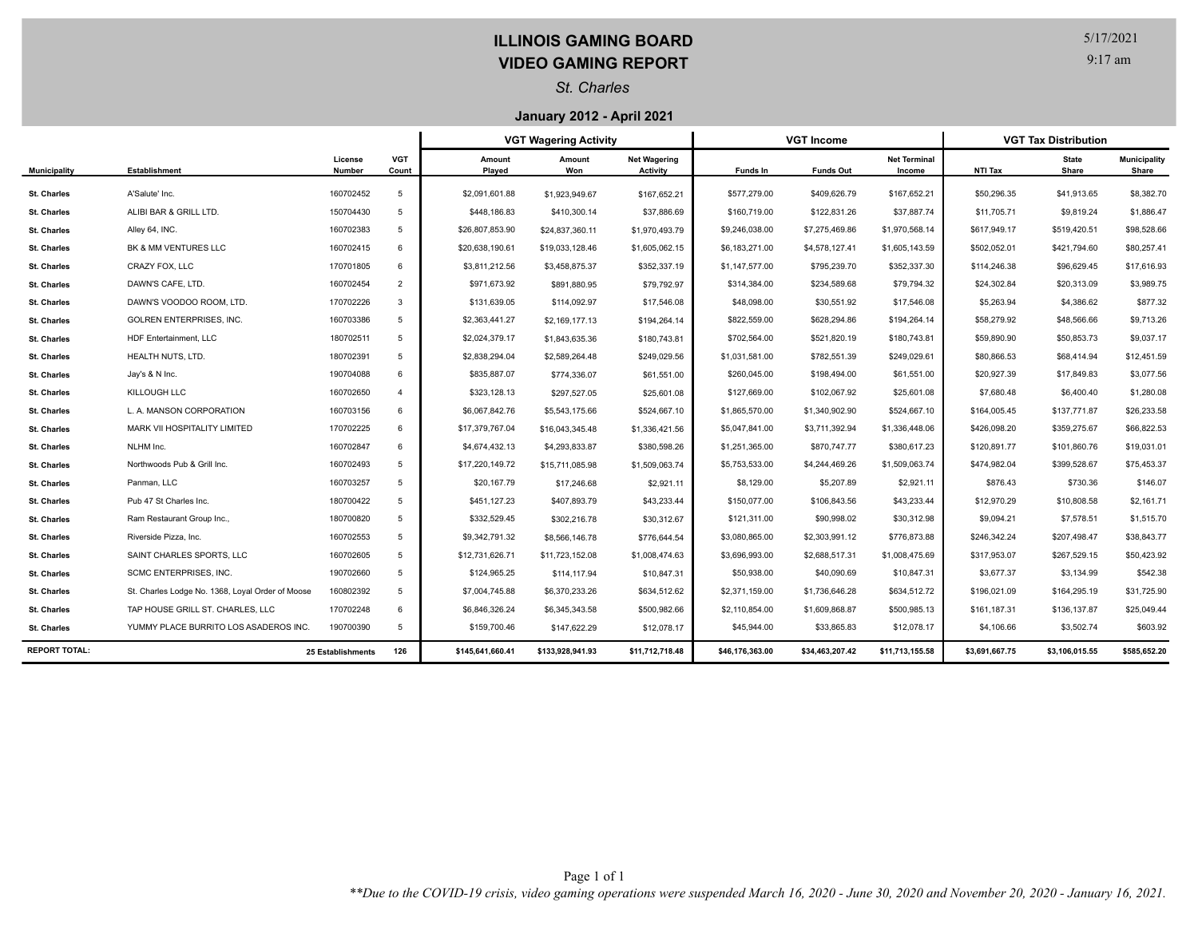# ILLINOIS GAMING BOARD
## VIDEO GAMING REPORT

*St. Charles*

**January 2012 - April 2021**

5/17/2021
9:17 am

| | | | | VGT Wagering Activity | | | VGT Income | | | VGT Tax Distribution | | |
|---|---|---|---|---|---|---|---|---|---|---|---|---|
| **Municipality** | **Establishment** | **License Number** | **VGT Count** | **Amount Played** | **Amount Won** | **Net Wagering Activity** | **Funds In** | **Funds Out** | **Net Terminal Income** | **NTI Tax** | **State Share** | **Municipality Share** |
| **St. Charles** | A'Salute' Inc. | 160702452 | 5 | $2,091,601.88 | $1,923,949.67 | $167,652.21 | $577,279.00 | $409,626.79 | $167,652.21 | $50,296.35 | $41,913.65 | $8,382.70 |
| **St. Charles** | ALIBI BAR & GRILL LTD. | 150704430 | 5 | $448,186.83 | $410,300.14 | $37,886.69 | $160,719.00 | $122,831.26 | $37,887.74 | $11,705.71 | $9,819.24 | $1,886.47 |
| **St. Charles** | Alley 64, INC. | 160702383 | 5 | $26,807,853.90 | $24,837,360.11 | $1,970,493.79 | $9,246,038.00 | $7,275,469.86 | $1,970,568.14 | $617,949.17 | $519,420.51 | $98,528.66 |
| **St. Charles** | BK & MM VENTURES LLC | 160702415 | 6 | $20,638,190.61 | $19,033,128.46 | $1,605,062.15 | $6,183,271.00 | $4,578,127.41 | $1,605,143.59 | $502,052.01 | $421,794.60 | $80,257.41 |
| **St. Charles** | CRAZY FOX, LLC | 170701805 | 6 | $3,811,212.56 | $3,458,875.37 | $352,337.19 | $1,147,577.00 | $795,239.70 | $352,337.30 | $114,246.38 | $96,629.45 | $17,616.93 |
| **St. Charles** | DAWN'S CAFE, LTD. | 160702454 | 2 | $971,673.92 | $891,880.95 | $79,792.97 | $314,384.00 | $234,589.68 | $79,794.32 | $24,302.84 | $20,313.09 | $3,989.75 |
| **St. Charles** | DAWN'S VOODOO ROOM, LTD. | 170702226 | 3 | $131,639.05 | $114,092.97 | $17,546.08 | $48,098.00 | $30,551.92 | $17,546.08 | $5,263.94 | $4,386.62 | $877.32 |
| **St. Charles** | GOLREN ENTERPRISES, INC. | 160703386 | 5 | $2,363,441.27 | $2,169,177.13 | $194,264.14 | $822,559.00 | $628,294.86 | $194,264.14 | $58,279.92 | $48,566.66 | $9,713.26 |
| **St. Charles** | HDF Entertainment, LLC | 180702511 | 5 | $2,024,379.17 | $1,843,635.36 | $180,743.81 | $702,564.00 | $521,820.19 | $180,743.81 | $59,890.90 | $50,853.73 | $9,037.17 |
| **St. Charles** | HEALTH NUTS, LTD. | 180702391 | 5 | $2,838,294.04 | $2,589,264.48 | $249,029.56 | $1,031,581.00 | $782,551.39 | $249,029.61 | $80,866.53 | $68,414.94 | $12,451.59 |
| **St. Charles** | Jay's & N Inc. | 190704088 | 6 | $835,887.07 | $774,336.07 | $61,551.00 | $260,045.00 | $198,494.00 | $61,551.00 | $20,927.39 | $17,849.83 | $3,077.56 |
| **St. Charles** | KILLOUGH LLC | 160702650 | 4 | $323,128.13 | $297,527.05 | $25,601.08 | $127,669.00 | $102,067.92 | $25,601.08 | $7,680.48 | $6,400.40 | $1,280.08 |
| **St. Charles** | L. A. MANSON CORPORATION | 160703156 | 6 | $6,067,842.76 | $5,543,175.66 | $524,667.10 | $1,865,570.00 | $1,340,902.90 | $524,667.10 | $164,005.45 | $137,771.87 | $26,233.58 |
| **St. Charles** | MARK VII HOSPITALITY LIMITED | 170702225 | 6 | $17,379,767.04 | $16,043,345.48 | $1,336,421.56 | $5,047,841.00 | $3,711,392.94 | $1,336,448.06 | $426,098.20 | $359,275.67 | $66,822.53 |
| **St. Charles** | NLHM Inc. | 160702847 | 6 | $4,674,432.13 | $4,293,833.87 | $380,598.26 | $1,251,365.00 | $870,747.77 | $380,617.23 | $120,891.77 | $101,860.76 | $19,031.01 |
| **St. Charles** | Northwoods Pub & Grill Inc. | 160702493 | 5 | $17,220,149.72 | $15,711,085.98 | $1,509,063.74 | $5,753,533.00 | $4,244,469.26 | $1,509,063.74 | $474,982.04 | $399,528.67 | $75,453.37 |
| **St. Charles** | Panman, LLC | 160703257 | 5 | $20,167.79 | $17,246.68 | $2,921.11 | $8,129.00 | $5,207.89 | $2,921.11 | $876.43 | $730.36 | $146.07 |
| **St. Charles** | Pub 47 St Charles Inc. | 180700422 | 5 | $451,127.23 | $407,893.79 | $43,233.44 | $150,077.00 | $106,843.56 | $43,233.44 | $12,970.29 | $10,808.58 | $2,161.71 |
| **St. Charles** | Ram Restaurant Group Inc., | 180700820 | 5 | $332,529.45 | $302,216.78 | $30,312.67 | $121,311.00 | $90,998.02 | $30,312.98 | $9,094.21 | $7,578.51 | $1,515.70 |
| **St. Charles** | Riverside Pizza, Inc. | 160702553 | 5 | $9,342,791.32 | $8,566,146.78 | $776,644.54 | $3,080,865.00 | $2,303,991.12 | $776,873.88 | $246,342.24 | $207,498.47 | $38,843.77 |
| **St. Charles** | SAINT CHARLES SPORTS, LLC | 160702605 | 5 | $12,731,626.71 | $11,723,152.08 | $1,008,474.63 | $3,696,993.00 | $2,688,517.31 | $1,008,475.69 | $317,953.07 | $267,529.15 | $50,423.92 |
| **St. Charles** | SCMC ENTERPRISES, INC. | 190702660 | 5 | $124,965.25 | $114,117.94 | $10,847.31 | $50,938.00 | $40,090.69 | $10,847.31 | $3,677.37 | $3,134.99 | $542.38 |
| **St. Charles** | St. Charles Lodge No. 1368, Loyal Order of Moose | 160802392 | 5 | $7,004,745.88 | $6,370,233.26 | $634,512.62 | $2,371,159.00 | $1,736,646.28 | $634,512.72 | $196,021.09 | $164,295.19 | $31,725.90 |
| **St. Charles** | TAP HOUSE GRILL ST. CHARLES, LLC | 170702248 | 6 | $6,846,326.24 | $6,345,343.58 | $500,982.66 | $2,110,854.00 | $1,609,868.87 | $500,985.13 | $161,187.31 | $136,137.87 | $25,049.44 |
| **St. Charles** | YUMMY PLACE BURRITO LOS ASADEROS INC. | 190700390 | 5 | $159,700.46 | $147,622.29 | $12,078.17 | $45,944.00 | $33,865.83 | $12,078.17 | $4,106.66 | $3,502.74 | $603.92 |
| **REPORT TOTAL:** | | **25 Establishments** | **126** | **$145,641,660.41** | **$133,928,941.93** | **$11,712,718.48** | **$46,176,363.00** | **$34,463,207.42** | **$11,713,155.58** | **$3,691,667.75** | **$3,106,015.55** | **$585,652.20** |

*\*\*Due to the COVID-19 crisis, video gaming operations were suspended March 16, 2020 - June 30, 2020 and November 20, 2020 - January 16, 2021.*